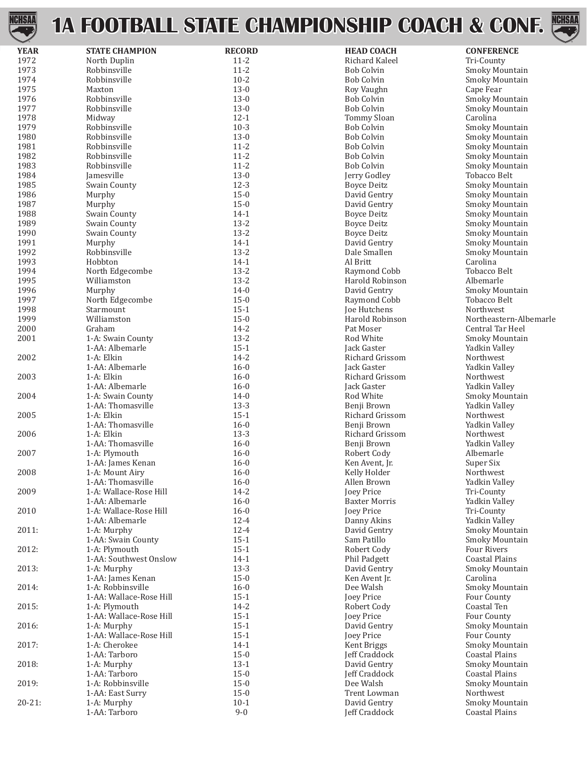# 1A FOOTBALL STATE CHAMPIONSHIP COACH & CONF.

| YEAR | STATE CHAMPION | RECORD | HEAD COACH | CONFERENCE |
|---|---|---|---|---|
| 1972 | North Duplin | 11-2 | Richard Kaleel | Tri-County |
| 1973 | Robbinsville | 11-2 | Bob Colvin | Smoky Mountain |
| 1974 | Robbinsville | 10-2 | Bob Colvin | Smoky Mountain |
| 1975 | Maxton | 13-0 | Roy Vaughn | Cape Fear |
| 1976 | Robbinsville | 13-0 | Bob Colvin | Smoky Mountain |
| 1977 | Robbinsville | 13-0 | Bob Colvin | Smoky Mountain |
| 1978 | Midway | 12-1 | Tommy Sloan | Carolina |
| 1979 | Robbinsville | 10-3 | Bob Colvin | Smoky Mountain |
| 1980 | Robbinsville | 13-0 | Bob Colvin | Smoky Mountain |
| 1981 | Robbinsville | 11-2 | Bob Colvin | Smoky Mountain |
| 1982 | Robbinsville | 11-2 | Bob Colvin | Smoky Mountain |
| 1983 | Robbinsville | 11-2 | Bob Colvin | Smoky Mountain |
| 1984 | Jamesville | 13-0 | Jerry Godley | Tobacco Belt |
| 1985 | Swain County | 12-3 | Boyce Deitz | Smoky Mountain |
| 1986 | Murphy | 15-0 | David Gentry | Smoky Mountain |
| 1987 | Murphy | 15-0 | David Gentry | Smoky Mountain |
| 1988 | Swain County | 14-1 | Boyce Deitz | Smoky Mountain |
| 1989 | Swain County | 13-2 | Boyce Deitz | Smoky Mountain |
| 1990 | Swain County | 13-2 | Boyce Deitz | Smoky Mountain |
| 1991 | Murphy | 14-1 | David Gentry | Smoky Mountain |
| 1992 | Robbinsville | 13-2 | Dale Smallen | Smoky Mountain |
| 1993 | Hobbton | 14-1 | Al Britt | Carolina |
| 1994 | North Edgecombe | 13-2 | Raymond Cobb | Tobacco Belt |
| 1995 | Williamston | 13-2 | Harold Robinson | Albemarle |
| 1996 | Murphy | 14-0 | David Gentry | Smoky Mountain |
| 1997 | North Edgecombe | 15-0 | Raymond Cobb | Tobacco Belt |
| 1998 | Starmount | 15-1 | Joe Hutchens | Northwest |
| 1999 | Williamston | 15-0 | Harold Robinson | Northeastern-Albemarle |
| 2000 | Graham | 14-2 | Pat Moser | Central Tar Heel |
| 2001 | 1-A: Swain County | 13-2 | Rod White | Smoky Mountain |
| | 1-AA: Albemarle | 15-1 | Jack Gaster | Yadkin Valley |
| 2002 | 1-A: Elkin | 14-2 | Richard Grissom | Northwest |
| | 1-AA: Albemarle | 16-0 | Jack Gaster | Yadkin Valley |
| 2003 | 1-A: Elkin | 16-0 | Richard Grissom | Northwest |
| | 1-AA: Albemarle | 16-0 | Jack Gaster | Yadkin Valley |
| 2004 | 1-A: Swain County | 14-0 | Rod White | Smoky Mountain |
| | 1-AA: Thomasville | 13-3 | Benji Brown | Yadkin Valley |
| 2005 | 1-A: Elkin | 15-1 | Richard Grissom | Northwest |
| | 1-AA: Thomasville | 16-0 | Benji Brown | Yadkin Valley |
| 2006 | 1-A: Elkin | 13-3 | Richard Grissom | Northwest |
| | 1-AA: Thomasville | 16-0 | Benji Brown | Yadkin Valley |
| 2007 | 1-A: Plymouth | 16-0 | Robert Cody | Albemarle |
| | 1-AA: James Kenan | 16-0 | Ken Avent, Jr. | Super Six |
| 2008 | 1-A: Mount Airy | 16-0 | Kelly Holder | Northwest |
| | 1-AA: Thomasville | 16-0 | Allen Brown | Yadkin Valley |
| 2009 | 1-A: Wallace-Rose Hill | 14-2 | Joey Price | Tri-County |
| | 1-AA: Albemarle | 16-0 | Baxter Morris | Yadkin Valley |
| 2010 | 1-A: Wallace-Rose Hill | 16-0 | Joey Price | Tri-County |
| | 1-AA: Albemarle | 12-4 | Danny Akins | Yadkin Valley |
| 2011: | 1-A: Murphy | 12-4 | David Gentry | Smoky Mountain |
| | 1-AA: Swain County | 15-1 | Sam Patillo | Smoky Mountain |
| 2012: | 1-A: Plymouth | 15-1 | Robert Cody | Four Rivers |
| | 1-AA: Southwest Onslow | 14-1 | Phil Padgett | Coastal Plains |
| 2013: | 1-A: Murphy | 13-3 | David Gentry | Smoky Mountain |
| | 1-AA: James Kenan | 15-0 | Ken Avent Jr. | Carolina |
| 2014: | 1-A: Robbinsville | 16-0 | Dee Walsh | Smoky Mountain |
| | 1-AA: Wallace-Rose Hill | 15-1 | Joey Price | Four County |
| 2015: | 1-A: Plymouth | 14-2 | Robert Cody | Coastal Ten |
| | 1-AA: Wallace-Rose Hill | 15-1 | Joey Price | Four County |
| 2016: | 1-A: Murphy | 15-1 | David Gentry | Smoky Mountain |
| | 1-AA: Wallace-Rose Hill | 15-1 | Joey Price | Four County |
| 2017: | 1-A: Cherokee | 14-1 | Kent Briggs | Smoky Mountain |
| | 1-AA: Tarboro | 15-0 | Jeff Craddock | Coastal Plains |
| 2018: | 1-A: Murphy | 13-1 | David Gentry | Smoky Mountain |
| | 1-AA: Tarboro | 15-0 | Jeff Craddock | Coastal Plains |
| 2019: | 1-A: Robbinsville | 15-0 | Dee Walsh | Smoky Mountain |
| | 1-AA: East Surry | 15-0 | Trent Lowman | Northwest |
| 20-21: | 1-A: Murphy | 10-1 | David Gentry | Smoky Mountain |
| | 1-AA: Tarboro | 9-0 | Jeff Craddock | Coastal Plains |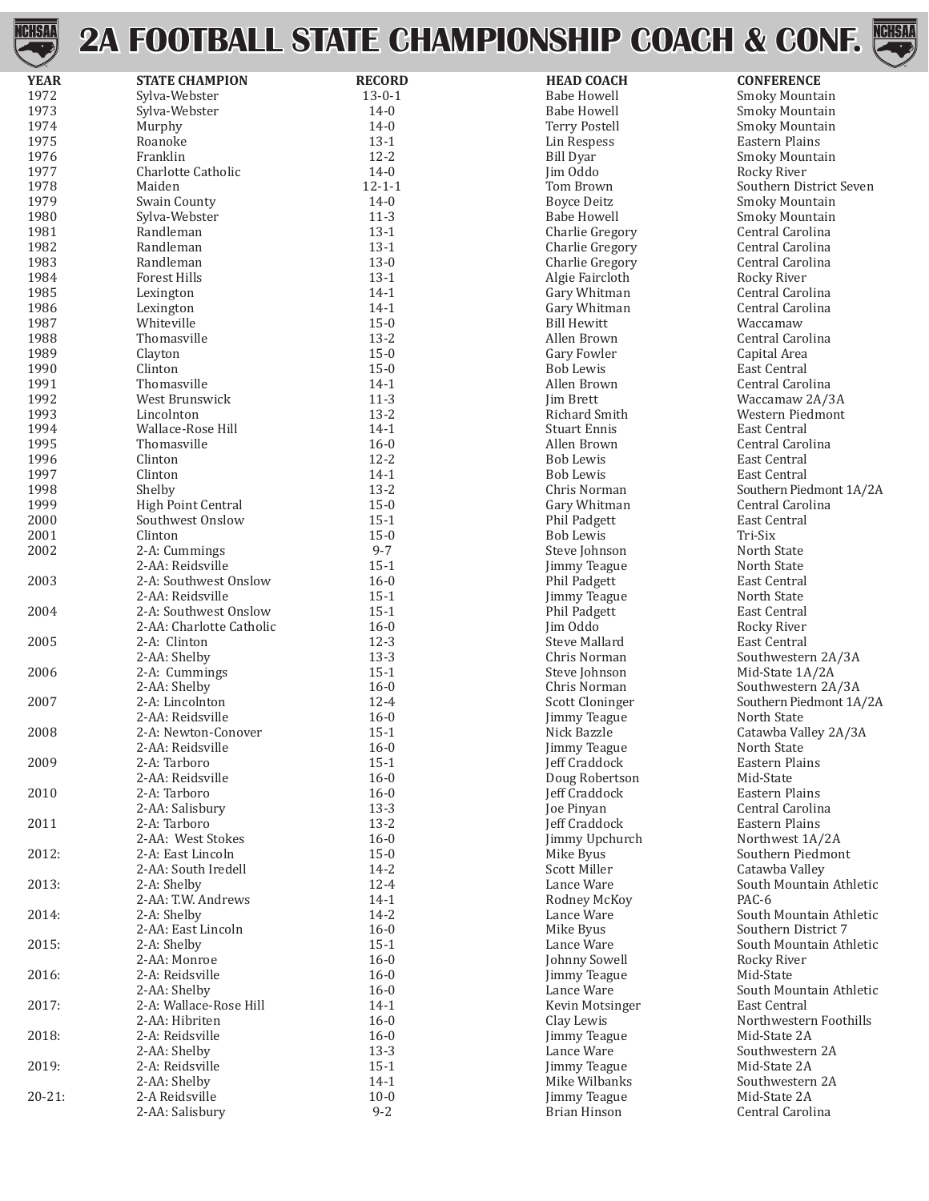# 2A FOOTBALL STATE CHAMPIONSHIP COACH & CONF.

| YEAR | STATE CHAMPION | RECORD | HEAD COACH | CONFERENCE |
|---|---|---|---|---|
| 1972 | Sylva-Webster | 13-0-1 | Babe Howell | Smoky Mountain |
| 1973 | Sylva-Webster | 14-0 | Babe Howell | Smoky Mountain |
| 1974 | Murphy | 14-0 | Terry Postell | Smoky Mountain |
| 1975 | Roanoke | 13-1 | Lin Respess | Eastern Plains |
| 1976 | Franklin | 12-2 | Bill Dyar | Smoky Mountain |
| 1977 | Charlotte Catholic | 14-0 | Jim Oddo | Rocky River |
| 1978 | Maiden | 12-1-1 | Tom Brown | Southern District Seven |
| 1979 | Swain County | 14-0 | Boyce Deitz | Smoky Mountain |
| 1980 | Sylva-Webster | 11-3 | Babe Howell | Smoky Mountain |
| 1981 | Randleman | 13-1 | Charlie Gregory | Central Carolina |
| 1982 | Randleman | 13-1 | Charlie Gregory | Central Carolina |
| 1983 | Randleman | 13-0 | Charlie Gregory | Central Carolina |
| 1984 | Forest Hills | 13-1 | Algie Faircloth | Rocky River |
| 1985 | Lexington | 14-1 | Gary Whitman | Central Carolina |
| 1986 | Lexington | 14-1 | Gary Whitman | Central Carolina |
| 1987 | Whiteville | 15-0 | Bill Hewitt | Waccamaw |
| 1988 | Thomasville | 13-2 | Allen Brown | Central Carolina |
| 1989 | Clayton | 15-0 | Gary Fowler | Capital Area |
| 1990 | Clinton | 15-0 | Bob Lewis | East Central |
| 1991 | Thomasville | 14-1 | Allen Brown | Central Carolina |
| 1992 | West Brunswick | 11-3 | Jim Brett | Waccamaw 2A/3A |
| 1993 | Lincolnton | 13-2 | Richard Smith | Western Piedmont |
| 1994 | Wallace-Rose Hill | 14-1 | Stuart Ennis | East Central |
| 1995 | Thomasville | 16-0 | Allen Brown | Central Carolina |
| 1996 | Clinton | 12-2 | Bob Lewis | East Central |
| 1997 | Clinton | 14-1 | Bob Lewis | East Central |
| 1998 | Shelby | 13-2 | Chris Norman | Southern Piedmont 1A/2A |
| 1999 | High Point Central | 15-0 | Gary Whitman | Central Carolina |
| 2000 | Southwest Onslow | 15-1 | Phil Padgett | East Central |
| 2001 | Clinton | 15-0 | Bob Lewis | Tri-Six |
| 2002 | 2-A: Cummings | 9-7 | Steve Johnson | North State |
| | 2-AA: Reidsville | 15-1 | Jimmy Teague | North State |
| 2003 | 2-A: Southwest Onslow | 16-0 | Phil Padgett | East Central |
| | 2-AA: Reidsville | 15-1 | Jimmy Teague | North State |
| 2004 | 2-A: Southwest Onslow | 15-1 | Phil Padgett | East Central |
| | 2-AA: Charlotte Catholic | 16-0 | Jim Oddo | Rocky River |
| 2005 | 2-A: Clinton | 12-3 | Steve Mallard | East Central |
| | 2-AA: Shelby | 13-3 | Chris Norman | Southwestern 2A/3A |
| 2006 | 2-A: Cummings | 15-1 | Steve Johnson | Mid-State 1A/2A |
| | 2-AA: Shelby | 16-0 | Chris Norman | Southwestern 2A/3A |
| 2007 | 2-A: Lincolnton | 12-4 | Scott Cloninger | Southern Piedmont 1A/2A |
| | 2-AA: Reidsville | 16-0 | Jimmy Teague | North State |
| 2008 | 2-A: Newton-Conover | 15-1 | Nick Bazzle | Catawba Valley 2A/3A |
| | 2-AA: Reidsville | 16-0 | Jimmy Teague | North State |
| 2009 | 2-A: Tarboro | 15-1 | Jeff Craddock | Eastern Plains |
| | 2-AA: Reidsville | 16-0 | Doug Robertson | Mid-State |
| 2010 | 2-A: Tarboro | 16-0 | Jeff Craddock | Eastern Plains |
| | 2-AA: Salisbury | 13-3 | Joe Pinyan | Central Carolina |
| 2011 | 2-A: Tarboro | 13-2 | Jeff Craddock | Eastern Plains |
| | 2-AA: West Stokes | 16-0 | Jimmy Upchurch | Northwest 1A/2A |
| 2012: | 2-A: East Lincoln | 15-0 | Mike Byus | Southern Piedmont |
| | 2-AA: South Iredell | 14-2 | Scott Miller | Catawba Valley |
| 2013: | 2-A: Shelby | 12-4 | Lance Ware | South Mountain Athletic |
| | 2-AA: T.W. Andrews | 14-1 | Rodney McKoy | PAC-6 |
| 2014: | 2-A: Shelby | 14-2 | Lance Ware | South Mountain Athletic |
| | 2-AA: East Lincoln | 16-0 | Mike Byus | Southern District 7 |
| 2015: | 2-A: Shelby | 15-1 | Lance Ware | South Mountain Athletic |
| | 2-AA: Monroe | 16-0 | Johnny Sowell | Rocky River |
| 2016: | 2-A: Reidsville | 16-0 | Jimmy Teague | Mid-State |
| | 2-AA: Shelby | 16-0 | Lance Ware | South Mountain Athletic |
| 2017: | 2-A: Wallace-Rose Hill | 14-1 | Kevin Motsinger | East Central |
| | 2-AA: Hibriten | 16-0 | Clay Lewis | Northwestern Foothills |
| 2018: | 2-A: Reidsville | 16-0 | Jimmy Teague | Mid-State 2A |
| | 2-AA: Shelby | 13-3 | Lance Ware | Southwestern 2A |
| 2019: | 2-A: Reidsville | 15-1 | Jimmy Teague | Mid-State 2A |
| | 2-AA: Shelby | 14-1 | Mike Wilbanks | Southwestern 2A |
| 20-21: | 2-A Reidsville | 10-0 | Jimmy Teague | Mid-State 2A |
| | 2-AA: Salisbury | 9-2 | Brian Hinson | Central Carolina |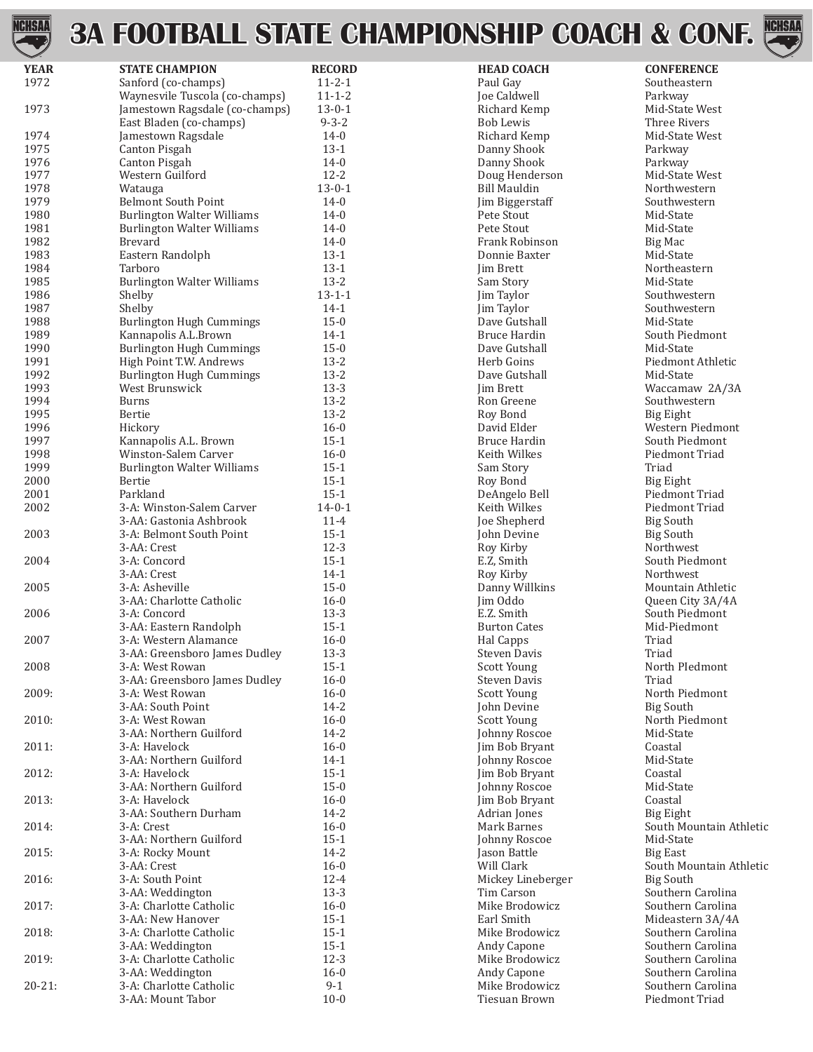# 3A FOOTBALL STATE CHAMPIONSHIP COACH & CONF.

| YEAR | STATE CHAMPION | RECORD | HEAD COACH | CONFERENCE |
|---|---|---|---|---|
| 1972 | Sanford (co-champs) | 11-2-1 | Paul Gay | Southeastern |
| | Waynesvile Tuscola (co-champs) | 11-1-2 | Joe Caldwell | Parkway |
| 1973 | Jamestown Ragsdale (co-champs) | 13-0-1 | Richard Kemp | Mid-State West |
| | East Bladen (co-champs) | 9-3-2 | Bob Lewis | Three Rivers |
| 1974 | Jamestown Ragsdale | 14-0 | Richard Kemp | Mid-State West |
| 1975 | Canton Pisgah | 13-1 | Danny Shook | Parkway |
| 1976 | Canton Pisgah | 14-0 | Danny Shook | Parkway |
| 1977 | Western Guilford | 12-2 | Doug Henderson | Mid-State West |
| 1978 | Watauga | 13-0-1 | Bill Mauldin | Northwestern |
| 1979 | Belmont South Point | 14-0 | Jim Biggerstaff | Southwestern |
| 1980 | Burlington Walter Williams | 14-0 | Pete Stout | Mid-State |
| 1981 | Burlington Walter Williams | 14-0 | Pete Stout | Mid-State |
| 1982 | Brevard | 14-0 | Frank Robinson | Big Mac |
| 1983 | Eastern Randolph | 13-1 | Donnie Baxter | Mid-State |
| 1984 | Tarboro | 13-1 | Jim Brett | Northeastern |
| 1985 | Burlington Walter Williams | 13-2 | Sam Story | Mid-State |
| 1986 | Shelby | 13-1-1 | Jim Taylor | Southwestern |
| 1987 | Shelby | 14-1 | Jim Taylor | Southwestern |
| 1988 | Burlington Hugh Cummings | 15-0 | Dave Gutshall | Mid-State |
| 1989 | Kannapolis A.L.Brown | 14-1 | Bruce Hardin | South Piedmont |
| 1990 | Burlington Hugh Cummings | 15-0 | Dave Gutshall | Mid-State |
| 1991 | High Point T.W. Andrews | 13-2 | Herb Goins | Piedmont Athletic |
| 1992 | Burlington Hugh Cummings | 13-2 | Dave Gutshall | Mid-State |
| 1993 | West Brunswick | 13-3 | Jim Brett | Waccamaw 2A/3A |
| 1994 | Burns | 13-2 | Ron Greene | Southwestern |
| 1995 | Bertie | 13-2 | Roy Bond | Big Eight |
| 1996 | Hickory | 16-0 | David Elder | Western Piedmont |
| 1997 | Kannapolis A.L. Brown | 15-1 | Bruce Hardin | South Piedmont |
| 1998 | Winston-Salem Carver | 16-0 | Keith Wilkes | Piedmont Triad |
| 1999 | Burlington Walter Williams | 15-1 | Sam Story | Triad |
| 2000 | Bertie | 15-1 | Roy Bond | Big Eight |
| 2001 | Parkland | 15-1 | DeAngelo Bell | Piedmont Triad |
| 2002 | 3-A: Winston-Salem Carver | 14-0-1 | Keith Wilkes | Piedmont Triad |
| | 3-AA: Gastonia Ashbrook | 11-4 | Joe Shepherd | Big South |
| 2003 | 3-A: Belmont South Point | 15-1 | John Devine | Big South |
| | 3-AA: Crest | 12-3 | Roy Kirby | Northwest |
| 2004 | 3-A: Concord | 15-1 | E.Z, Smith | South Piedmont |
| | 3-AA: Crest | 14-1 | Roy Kirby | Northwest |
| 2005 | 3-A: Asheville | 15-0 | Danny Willkins | Mountain Athletic |
| | 3-AA: Charlotte Catholic | 16-0 | Jim Oddo | Queen City 3A/4A |
| 2006 | 3-A: Concord | 13-3 | E.Z. Smith | South Piedmont |
| | 3-AA: Eastern Randolph | 15-1 | Burton Cates | Mid-Piedmont |
| 2007 | 3-A: Western Alamance | 16-0 | Hal Capps | Triad |
| | 3-AA: Greensboro James Dudley | 13-3 | Steven Davis | Triad |
| 2008 | 3-A: West Rowan | 15-1 | Scott Young | North PIedmont |
| | 3-AA: Greensboro James Dudley | 16-0 | Steven Davis | Triad |
| 2009: | 3-A: West Rowan | 16-0 | Scott Young | North Piedmont |
| | 3-AA: South Point | 14-2 | John Devine | Big South |
| 2010: | 3-A: West Rowan | 16-0 | Scott Young | North Piedmont |
| | 3-AA: Northern Guilford | 14-2 | Johnny Roscoe | Mid-State |
| 2011: | 3-A: Havelock | 16-0 | Jim Bob Bryant | Coastal |
| | 3-AA: Northern Guilford | 14-1 | Johnny Roscoe | Mid-State |
| 2012: | 3-A: Havelock | 15-1 | Jim Bob Bryant | Coastal |
| | 3-AA: Northern Guilford | 15-0 | Johnny Roscoe | Mid-State |
| 2013: | 3-A: Havelock | 16-0 | Jim Bob Bryant | Coastal |
| | 3-AA: Southern Durham | 14-2 | Adrian Jones | Big Eight |
| 2014: | 3-A: Crest | 16-0 | Mark Barnes | South Mountain Athletic |
| | 3-AA: Northern Guilford | 15-1 | Johnny Roscoe | Mid-State |
| 2015: | 3-A: Rocky Mount | 14-2 | Jason Battle | Big East |
| | 3-AA: Crest | 16-0 | Will Clark | South Mountain Athletic |
| 2016: | 3-A: South Point | 12-4 | Mickey Lineberger | Big South |
| | 3-AA: Weddington | 13-3 | Tim Carson | Southern Carolina |
| 2017: | 3-A: Charlotte Catholic | 16-0 | Mike Brodowicz | Southern Carolina |
| | 3-AA: New Hanover | 15-1 | Earl Smith | Mideastern 3A/4A |
| 2018: | 3-A: Charlotte Catholic | 15-1 | Mike Brodowicz | Southern Carolina |
| | 3-AA: Weddington | 15-1 | Andy Capone | Southern Carolina |
| 2019: | 3-A: Charlotte Catholic | 12-3 | Mike Brodowicz | Southern Carolina |
| | 3-AA: Weddington | 16-0 | Andy Capone | Southern Carolina |
| 20-21: | 3-A: Charlotte Catholic | 9-1 | Mike Brodowicz | Southern Carolina |
| | 3-AA: Mount Tabor | 10-0 | Tiesuan Brown | Piedmont Triad |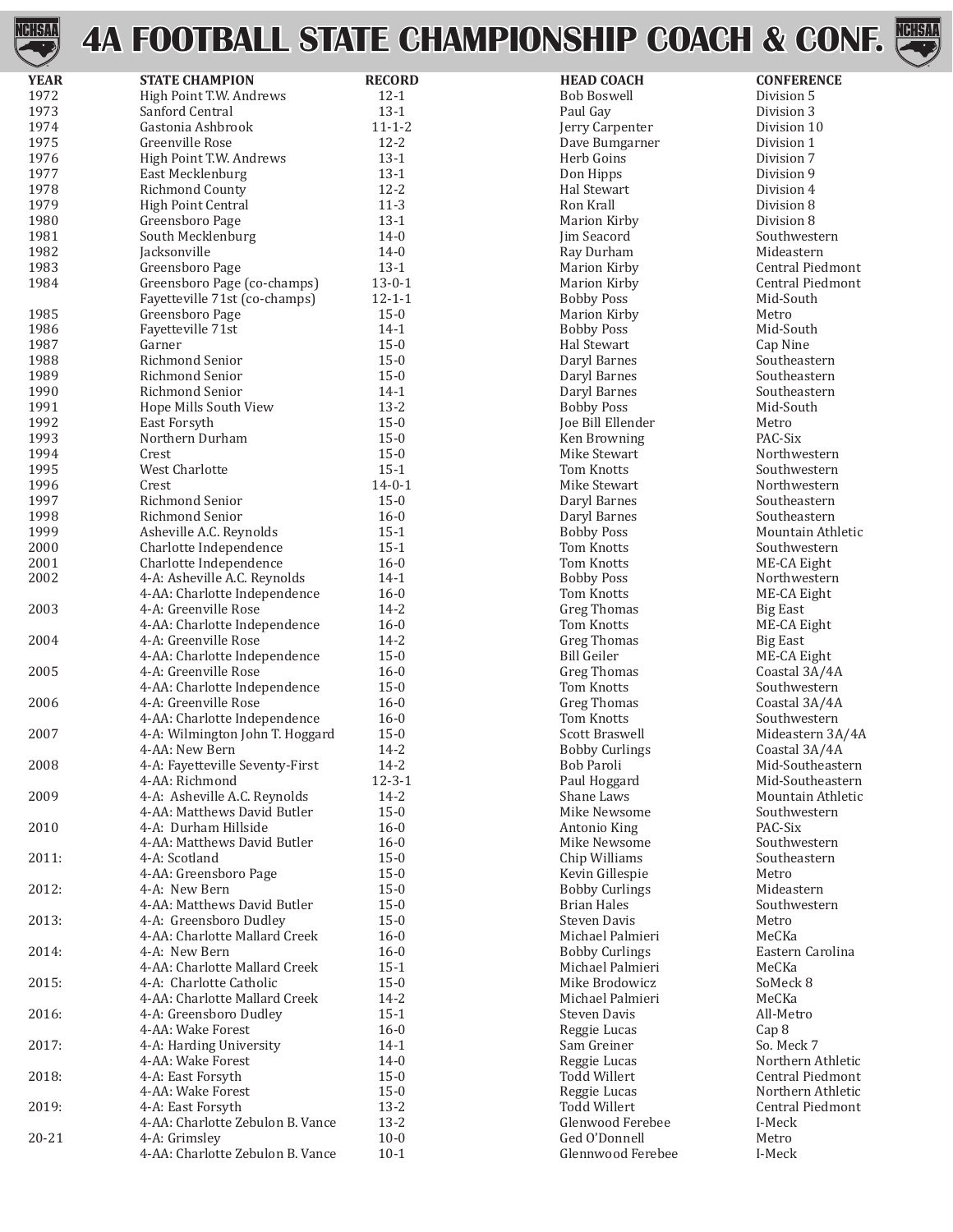# 4A FOOTBALL STATE CHAMPIONSHIP COACH & CONF.

| YEAR | STATE CHAMPION | RECORD | HEAD COACH | CONFERENCE |
|---|---|---|---|---|
| 1972 | High Point T.W. Andrews | 12-1 | Bob Boswell | Division 5 |
| 1973 | Sanford Central | 13-1 | Paul Gay | Division 3 |
| 1974 | Gastonia Ashbrook | 11-1-2 | Jerry Carpenter | Division 10 |
| 1975 | Greenville Rose | 12-2 | Dave Bumgarner | Division 1 |
| 1976 | High Point T.W. Andrews | 13-1 | Herb Goins | Division 7 |
| 1977 | East Mecklenburg | 13-1 | Don Hipps | Division 9 |
| 1978 | Richmond County | 12-2 | Hal Stewart | Division 4 |
| 1979 | High Point Central | 11-3 | Ron Krall | Division 8 |
| 1980 | Greensboro Page | 13-1 | Marion Kirby | Division 8 |
| 1981 | South Mecklenburg | 14-0 | Jim Seacord | Southwestern |
| 1982 | Jacksonville | 14-0 | Ray Durham | Mideastern |
| 1983 | Greensboro Page | 13-1 | Marion Kirby | Central Piedmont |
| 1984 | Greensboro Page (co-champs) | 13-0-1 | Marion Kirby | Central Piedmont |
| | Fayetteville 71st (co-champs) | 12-1-1 | Bobby Poss | Mid-South |
| 1985 | Greensboro Page | 15-0 | Marion Kirby | Metro |
| 1986 | Fayetteville 71st | 14-1 | Bobby Poss | Mid-South |
| 1987 | Garner | 15-0 | Hal Stewart | Cap Nine |
| 1988 | Richmond Senior | 15-0 | Daryl Barnes | Southeastern |
| 1989 | Richmond Senior | 15-0 | Daryl Barnes | Southeastern |
| 1990 | Richmond Senior | 14-1 | Daryl Barnes | Southeastern |
| 1991 | Hope Mills South View | 13-2 | Bobby Poss | Mid-South |
| 1992 | East Forsyth | 15-0 | Joe Bill Ellender | Metro |
| 1993 | Northern Durham | 15-0 | Ken Browning | PAC-Six |
| 1994 | Crest | 15-0 | Mike Stewart | Northwestern |
| 1995 | West Charlotte | 15-1 | Tom Knotts | Southwestern |
| 1996 | Crest | 14-0-1 | Mike Stewart | Northwestern |
| 1997 | Richmond Senior | 15-0 | Daryl Barnes | Southeastern |
| 1998 | Richmond Senior | 16-0 | Daryl Barnes | Southeastern |
| 1999 | Asheville A.C. Reynolds | 15-1 | Bobby Poss | Mountain Athletic |
| 2000 | Charlotte Independence | 15-1 | Tom Knotts | Southwestern |
| 2001 | Charlotte Independence | 16-0 | Tom Knotts | ME-CA Eight |
| 2002 | 4-A: Asheville A.C. Reynolds | 14-1 | Bobby Poss | Northwestern |
| | 4-AA: Charlotte Independence | 16-0 | Tom Knotts | ME-CA Eight |
| 2003 | 4-A: Greenville Rose | 14-2 | Greg Thomas | Big East |
| | 4-AA: Charlotte Independence | 16-0 | Tom Knotts | ME-CA Eight |
| 2004 | 4-A: Greenville Rose | 14-2 | Greg Thomas | Big East |
| | 4-AA: Charlotte Independence | 15-0 | Bill Geiler | ME-CA Eight |
| 2005 | 4-A: Greenville Rose | 16-0 | Greg Thomas | Coastal 3A/4A |
| | 4-AA: Charlotte Independence | 15-0 | Tom Knotts | Southwestern |
| 2006 | 4-A: Greenville Rose | 16-0 | Greg Thomas | Coastal 3A/4A |
| | 4-AA: Charlotte Independence | 16-0 | Tom Knotts | Southwestern |
| 2007 | 4-A: Wilmington John T. Hoggard | 15-0 | Scott Braswell | Mideastern 3A/4A |
| | 4-AA: New Bern | 14-2 | Bobby Curlings | Coastal 3A/4A |
| 2008 | 4-A: Fayetteville Seventy-First | 14-2 | Bob Paroli | Mid-Southeastern |
| | 4-AA: Richmond | 12-3-1 | Paul Hoggard | Mid-Southeastern |
| 2009 | 4-A: Asheville A.C. Reynolds | 14-2 | Shane Laws | Mountain Athletic |
| | 4-AA: Matthews David Butler | 15-0 | Mike Newsome | Southwestern |
| 2010 | 4-A: Durham Hillside | 16-0 | Antonio King | PAC-Six |
| | 4-AA: Matthews David Butler | 16-0 | Mike Newsome | Southwestern |
| 2011: | 4-A: Scotland | 15-0 | Chip Williams | Southeastern |
| | 4-AA: Greensboro Page | 15-0 | Kevin Gillespie | Metro |
| 2012: | 4-A: New Bern | 15-0 | Bobby Curlings | Mideastern |
| | 4-AA: Matthews David Butler | 15-0 | Brian Hales | Southwestern |
| 2013: | 4-A: Greensboro Dudley | 15-0 | Steven Davis | Metro |
| | 4-AA: Charlotte Mallard Creek | 16-0 | Michael Palmieri | MeCKa |
| 2014: | 4-A: New Bern | 16-0 | Bobby Curlings | Eastern Carolina |
| | 4-AA: Charlotte Mallard Creek | 15-1 | Michael Palmieri | MeCKa |
| 2015: | 4-A: Charlotte Catholic | 15-0 | Mike Brodowicz | SoMeck 8 |
| | 4-AA: Charlotte Mallard Creek | 14-2 | Michael Palmieri | MeCKa |
| 2016: | 4-A: Greensboro Dudley | 15-1 | Steven Davis | All-Metro |
| | 4-AA: Wake Forest | 16-0 | Reggie Lucas | Cap 8 |
| 2017: | 4-A: Harding University | 14-1 | Sam Greiner | So. Meck 7 |
| | 4-AA: Wake Forest | 14-0 | Reggie Lucas | Northern Athletic |
| 2018: | 4-A: East Forsyth | 15-0 | Todd Willert | Central Piedmont |
| | 4-AA: Wake Forest | 15-0 | Reggie Lucas | Northern Athletic |
| 2019: | 4-A: East Forsyth | 13-2 | Todd Willert | Central Piedmont |
| | 4-AA: Charlotte Zebulon B. Vance | 13-2 | Glenwood Ferebee | I-Meck |
| 20-21 | 4-A: Grimsley | 10-0 | Ged O'Donnell | Metro |
| | 4-AA: Charlotte Zebulon B. Vance | 10-1 | Glennwood Ferebee | I-Meck |